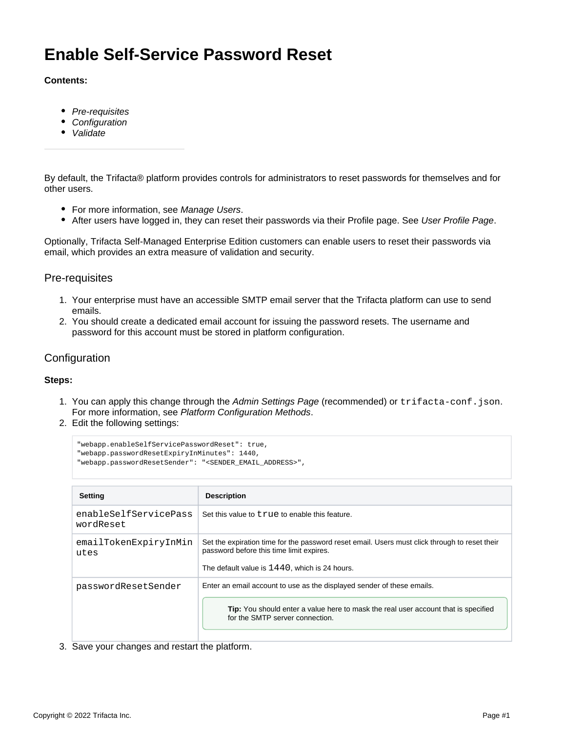# Enable Self-Service Password Reset

**Contents:**

- *Pre-requisites*
- *Configuration*
- *Validate*

---

By default, the Trifacta® platform provides controls for administrators to reset passwords for themselves and for other users.

- For more information, see *Manage Users*.
- After users have logged in, they can reset their passwords via their Profile page. See *User Profile Page*.

Optionally, Trifacta Self-Managed Enterprise Edition customers can enable users to reset their passwords via email, which provides an extra measure of validation and security.

## Pre-requisites

1. Your enterprise must have an accessible SMTP email server that the Trifacta platform can use to send emails.
2. You should create a dedicated email account for issuing the password resets. The username and password for this account must be stored in platform configuration.

## Configuration

**Steps:**

1. You can apply this change through the *Admin Settings Page* (recommended) or `trifacta-conf.json`. For more information, see *Platform Configuration Methods*.
2. Edit the following settings:

```
"webapp.enableSelfServicePasswordReset": true,
"webapp.passwordResetExpiryInMinutes": 1440,
"webapp.passwordResetSender": "<SENDER_EMAIL_ADDRESS>",
```

| Setting | Description |
| --- | --- |
| `enableSelfServicePasswordReset` | Set this value to `true` to enable this feature. |
| `emailTokenExpiryInMinutes` | Set the expiration time for the password reset email. Users must click through to reset their password before this time limit expires.<br><br>The default value is `1440`, which is 24 hours. |
| `passwordResetSender` | Enter an email account to use as the displayed sender of these emails.<br><br>**Tip:** You should enter a value here to mask the real user account that is specified for the SMTP server connection. |

3. Save your changes and restart the platform.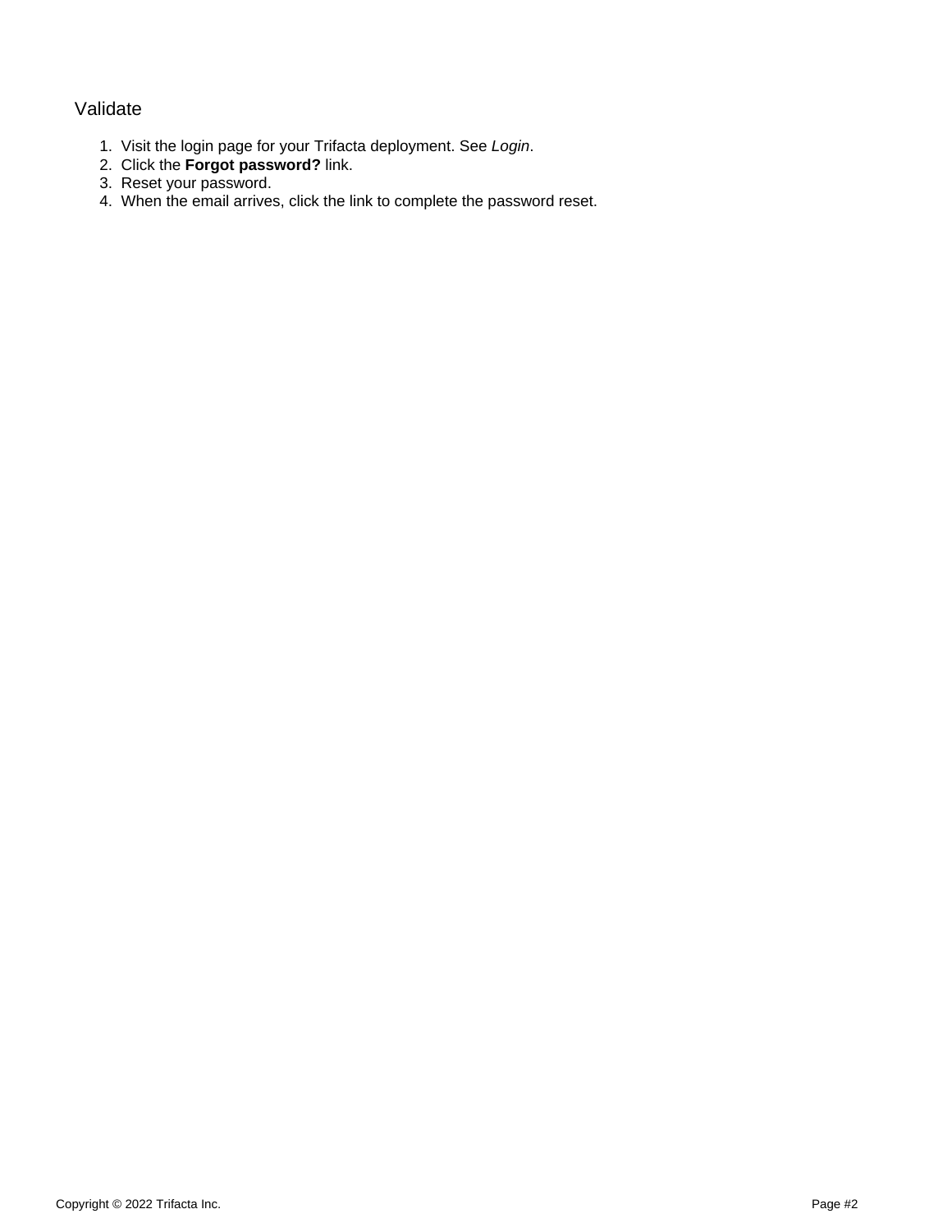## Validate

1. Visit the login page for your Trifacta deployment. See *Login*.
2. Click the **Forgot password?** link.
3. Reset your password.
4. When the email arrives, click the link to complete the password reset.